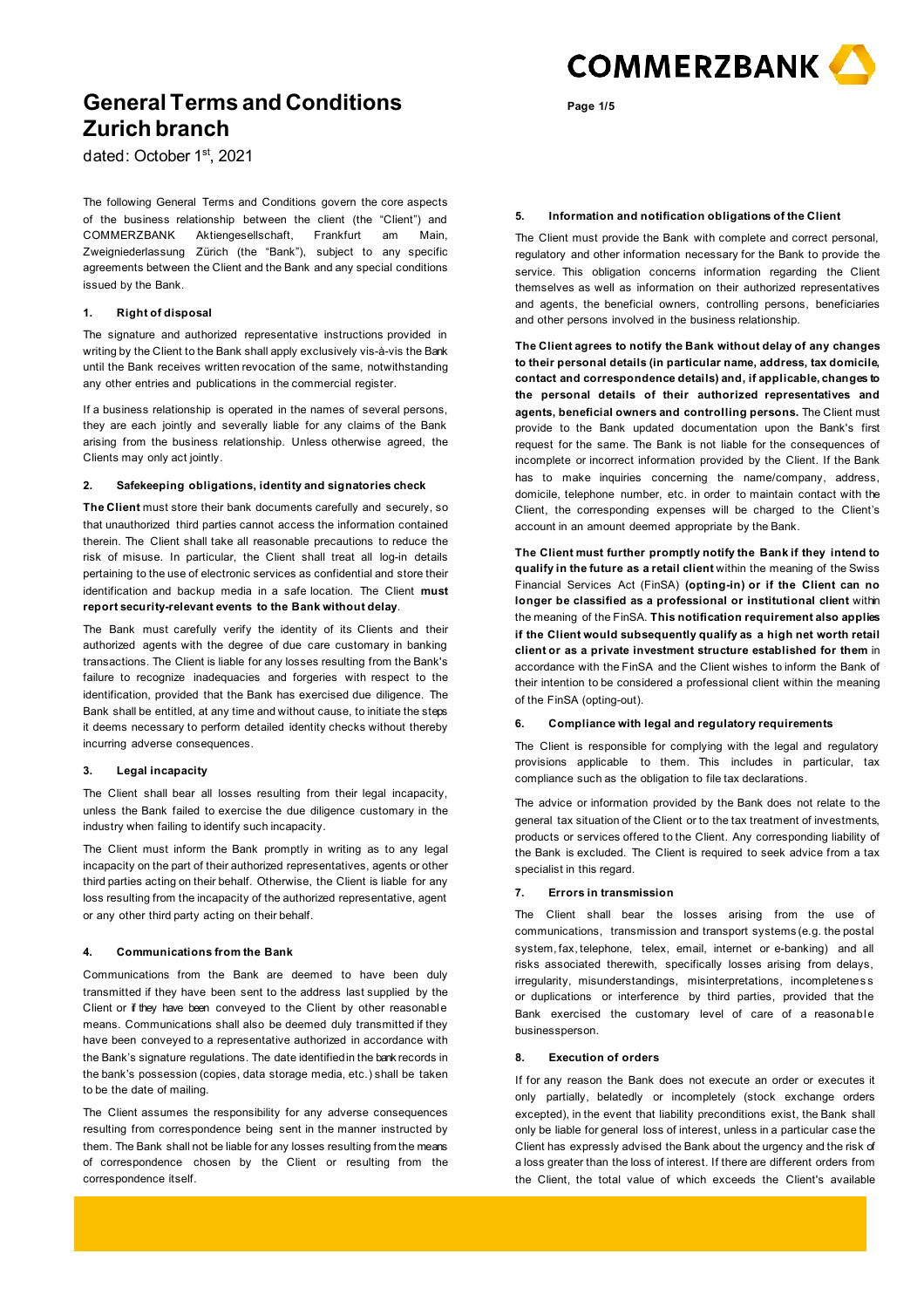# General Terms and Conditions Zurich branch

dated: October 1st, 2021

The following General Terms and Conditions govern the core aspects of the business relationship between the client (the "Client") and COMMERZBANK Aktiengesellschaft, Frankfurt am Main, Zweigniederlassung Zürich (the "Bank"), subject to any specific agreements between the Client and the Bank and any special conditions issued by the Bank.

### 1. Right of disposal

The signature and authorized representative instructions provided in writing by the Client to the Bank shall apply exclusively vis-à-vis the Bank until the Bank receives written revocation of the same, notwithstanding any other entries and publications in the commercial register.

If a business relationship is operated in the names of several persons, they are each jointly and severally liable for any claims of the Bank arising from the business relationship. Unless otherwise agreed, the Clients may only act jointly.

### 2. Safekeeping obligations, identity and signatories check

**The Client** must store their bank documents carefully and securely, so that unauthorized third parties cannot access the information contained therein. The Client shall take all reasonable precautions to reduce the risk of misuse. In particular, the Client shall treat all log-in details pertaining to the use of electronic services as confidential and store their identification and backup media in a safe location. The Client **must report security-relevant events to the Bank without delay**.

The Bank must carefully verify the identity of its Clients and their authorized agents with the degree of due care customary in banking transactions. The Client is liable for any losses resulting from the Bank's failure to recognize inadequacies and forgeries with respect to the identification, provided that the Bank has exercised due diligence. The Bank shall be entitled, at any time and without cause, to initiate the steps it deems necessary to perform detailed identity checks without thereby incurring adverse consequences.

### 3. Legal incapacity

The Client shall bear all losses resulting from their legal incapacity, unless the Bank failed to exercise the due diligence customary in the industry when failing to identify such incapacity.

The Client must inform the Bank promptly in writing as to any legal incapacity on the part of their authorized representatives, agents or other third parties acting on their behalf. Otherwise, the Client is liable for any loss resulting from the incapacity of the authorized representative, agent or any other third party acting on their behalf.

### 4. Communications from the Bank

Communications from the Bank are deemed to have been duly transmitted if they have been sent to the address last supplied by the Client or if they have been conveyed to the Client by other reasonable means. Communications shall also be deemed duly transmitted if they have been conveyed to a representative authorized in accordance with the Bank's signature regulations. The date identified in the bank records in the bank's possession (copies, data storage media, etc.) shall be taken to be the date of mailing.

The Client assumes the responsibility for any adverse consequences resulting from correspondence being sent in the manner instructed by them. The Bank shall not be liable for any losses resulting from the means of correspondence chosen by the Client or resulting from the correspondence itself.

### 5. Information and notification obligations of the Client

The Client must provide the Bank with complete and correct personal, regulatory and other information necessary for the Bank to provide the service. This obligation concerns information regarding the Client themselves as well as information on their authorized representatives and agents, the beneficial owners, controlling persons, beneficiaries and other persons involved in the business relationship.

**The Client agrees to notify the Bank without delay of any changes to their personal details (in particular name, address, tax domicile, contact and correspondence details) and, if applicable, changes to the personal details of their authorized representatives and agents, beneficial owners and controlling persons.** The Client must provide to the Bank updated documentation upon the Bank's first request for the same. The Bank is not liable for the consequences of incomplete or incorrect information provided by the Client. If the Bank has to make inquiries concerning the name/company, address, domicile, telephone number, etc. in order to maintain contact with the Client, the corresponding expenses will be charged to the Client's account in an amount deemed appropriate by the Bank.

**The Client must further promptly notify the Bank if they intend to qualify in the future as a retail client** within the meaning of the Swiss Financial Services Act (FinSA) **(opting-in) or if the Client can no longer be classified as a professional or institutional client** within the meaning of the FinSA. **This notification requirement also applies if the Client would subsequently qualify as a high net worth retail client or as a private investment structure established for them** in accordance with the FinSA and the Client wishes to inform the Bank of their intention to be considered a professional client within the meaning of the FinSA (opting-out).

### 6. Compliance with legal and regulatory requirements

The Client is responsible for complying with the legal and regulatory provisions applicable to them. This includes in particular, tax compliance such as the obligation to file tax declarations.

The advice or information provided by the Bank does not relate to the general tax situation of the Client or to the tax treatment of investments, products or services offered to the Client. Any corresponding liability of the Bank is excluded. The Client is required to seek advice from a tax specialist in this regard.

### 7. Errors in transmission

The Client shall bear the losses arising from the use of communications, transmission and transport systems (e.g. the postal system, fax, telephone, telex, email, internet or e-banking) and all risks associated therewith, specifically losses arising from delays, irregularity, misunderstandings, misinterpretations, incompleteness or duplications or interference by third parties, provided that the Bank exercised the customary level of care of a reasonable businessperson.

### 8. Execution of orders

If for any reason the Bank does not execute an order or executes it only partially, belatedly or incompletely (stock exchange orders excepted), in the event that liability preconditions exist, the Bank shall only be liable for general loss of interest, unless in a particular case the Client has expressly advised the Bank about the urgency and the risk of a loss greater than the loss of interest. If there are different orders from the Client, the total value of which exceeds the Client's available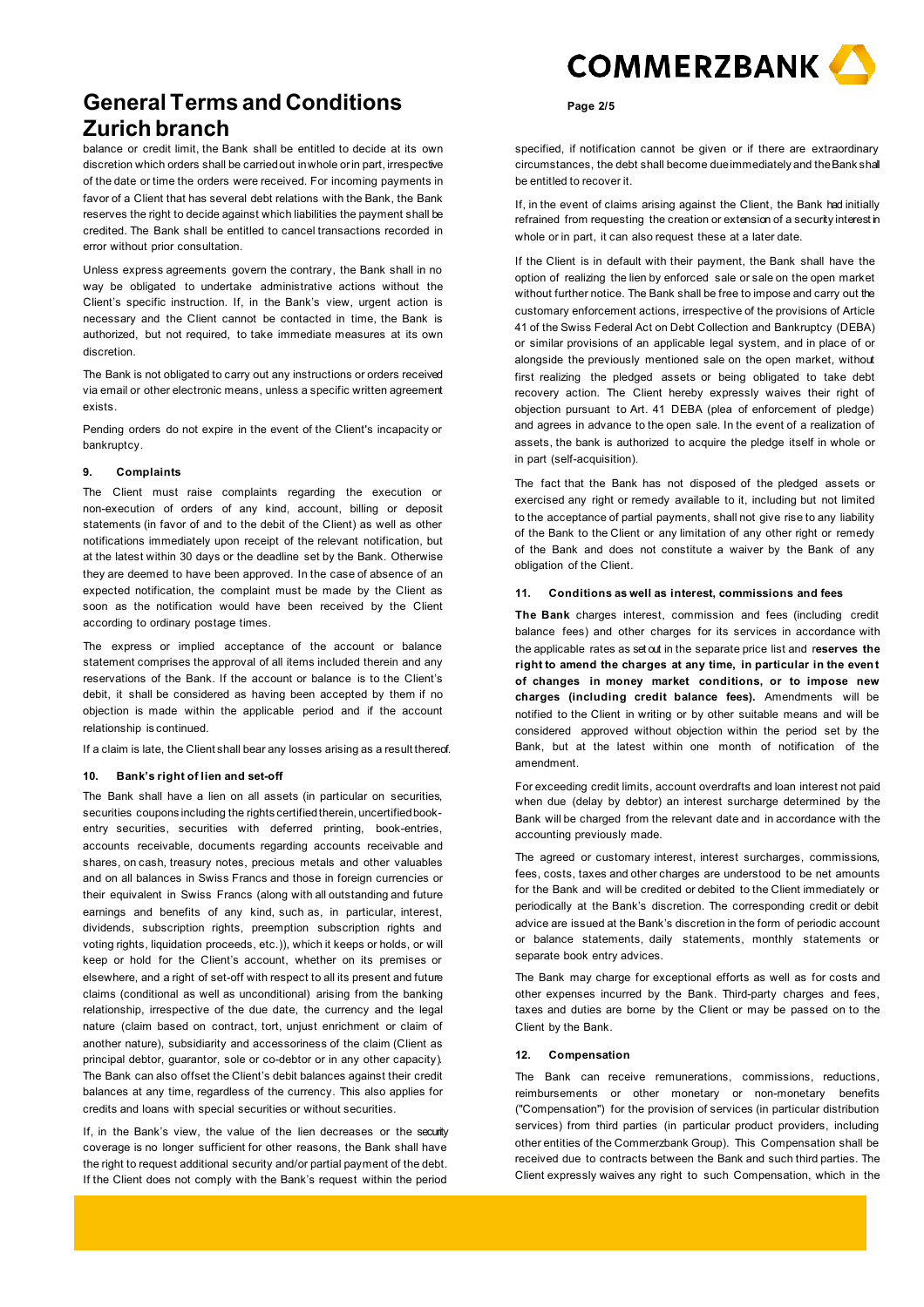balance or credit limit, the Bank shall be entitled to decide at its own discretion which orders shall be carried out in whole or in part, irrespective of the date or time the orders were received. For incoming payments in favor of a Client that has several debt relations with the Bank, the Bank reserves the right to decide against which liabilities the payment shall be credited. The Bank shall be entitled to cancel transactions recorded in error without prior consultation.

Unless express agreements govern the contrary, the Bank shall in no way be obligated to undertake administrative actions without the Client's specific instruction. If, in the Bank's view, urgent action is necessary and the Client cannot be contacted in time, the Bank is authorized, but not required, to take immediate measures at its own discretion.

The Bank is not obligated to carry out any instructions or orders received via email or other electronic means, unless a specific written agreement exists.

Pending orders do not expire in the event of the Client's incapacity or bankruptcy.

#### 9. Complaints

The Client must raise complaints regarding the execution or non-execution of orders of any kind, account, billing or deposit statements (in favor of and to the debit of the Client) as well as other notifications immediately upon receipt of the relevant notification, but at the latest within 30 days or the deadline set by the Bank. Otherwise they are deemed to have been approved. In the case of absence of an expected notification, the complaint must be made by the Client as soon as the notification would have been received by the Client according to ordinary postage times.

The express or implied acceptance of the account or balance statement comprises the approval of all items included therein and any reservations of the Bank. If the account or balance is to the Client's debit, it shall be considered as having been accepted by them if no objection is made within the applicable period and if the account relationship is continued.

If a claim is late, the Client shall bear any losses arising as a result thereof.

#### 10. Bank's right of lien and set-off

The Bank shall have a lien on all assets (in particular on securities, securities coupons including the rights certified therein, uncertified book-entry securities, securities with deferred printing, book-entries, accounts receivable, documents regarding accounts receivable and shares, on cash, treasury notes, precious metals and other valuables and on all balances in Swiss Francs and those in foreign currencies or their equivalent in Swiss Francs (along with all outstanding and future earnings and benefits of any kind, such as, in particular, interest, dividends, subscription rights, preemption subscription rights and voting rights, liquidation proceeds, etc.)), which it keeps or holds, or will keep or hold for the Client's account, whether on its premises or elsewhere, and a right of set-off with respect to all its present and future claims (conditional as well as unconditional) arising from the banking relationship, irrespective of the due date, the currency and the legal nature (claim based on contract, tort, unjust enrichment or claim of another nature), subsidiarity and accessoriness of the claim (Client as principal debtor, guarantor, sole or co-debtor or in any other capacity). The Bank can also offset the Client's debit balances against their credit balances at any time, regardless of the currency. This also applies for credits and loans with special securities or without securities.

If, in the Bank's view, the value of the lien decreases or the security coverage is no longer sufficient for other reasons, the Bank shall have the right to request additional security and/or partial payment of the debt. If the Client does not comply with the Bank's request within the period specified, if notification cannot be given or if there are extraordinary circumstances, the debt shall become due immediately and the Bank shall be entitled to recover it.

If, in the event of claims arising against the Client, the Bank had initially refrained from requesting the creation or extension of a security interest in whole or in part, it can also request these at a later date.

If the Client is in default with their payment, the Bank shall have the option of realizing the lien by enforced sale or sale on the open market without further notice. The Bank shall be free to impose and carry out the customary enforcement actions, irrespective of the provisions of Article 41 of the Swiss Federal Act on Debt Collection and Bankruptcy (DEBA) or similar provisions of an applicable legal system, and in place of or alongside the previously mentioned sale on the open market, without first realizing the pledged assets or being obligated to take debt recovery action. The Client hereby expressly waives their right of objection pursuant to Art. 41 DEBA (plea of enforcement of pledge) and agrees in advance to the open sale. In the event of a realization of assets, the bank is authorized to acquire the pledge itself in whole or in part (self-acquisition).

The fact that the Bank has not disposed of the pledged assets or exercised any right or remedy available to it, including but not limited to the acceptance of partial payments, shall not give rise to any liability of the Bank to the Client or any limitation of any other right or remedy of the Bank and does not constitute a waiver by the Bank of any obligation of the Client.

#### 11. Conditions as well as interest, commissions and fees

**The Bank** charges interest, commission and fees (including credit balance fees) and other charges for its services in accordance with the applicable rates as set out in the separate price list and **reserves the right to amend the charges at any time, in particular in the event of changes in money market conditions, or to impose new charges (including credit balance fees).** Amendments will be notified to the Client in writing or by other suitable means and will be considered approved without objection within the period set by the Bank, but at the latest within one month of notification of the amendment.

For exceeding credit limits, account overdrafts and loan interest not paid when due (delay by debtor) an interest surcharge determined by the Bank will be charged from the relevant date and in accordance with the accounting previously made.

The agreed or customary interest, interest surcharges, commissions, fees, costs, taxes and other charges are understood to be net amounts for the Bank and will be credited or debited to the Client immediately or periodically at the Bank's discretion. The corresponding credit or debit advice are issued at the Bank's discretion in the form of periodic account or balance statements, daily statements, monthly statements or separate book entry advices.

The Bank may charge for exceptional efforts as well as for costs and other expenses incurred by the Bank. Third-party charges and fees, taxes and duties are borne by the Client or may be passed on to the Client by the Bank.

#### 12. Compensation

The Bank can receive remunerations, commissions, reductions, reimbursements or other monetary or non-monetary benefits ("Compensation") for the provision of services (in particular distribution services) from third parties (in particular product providers, including other entities of the Commerzbank Group). This Compensation shall be received due to contracts between the Bank and such third parties. The Client expressly waives any right to such Compensation, which in the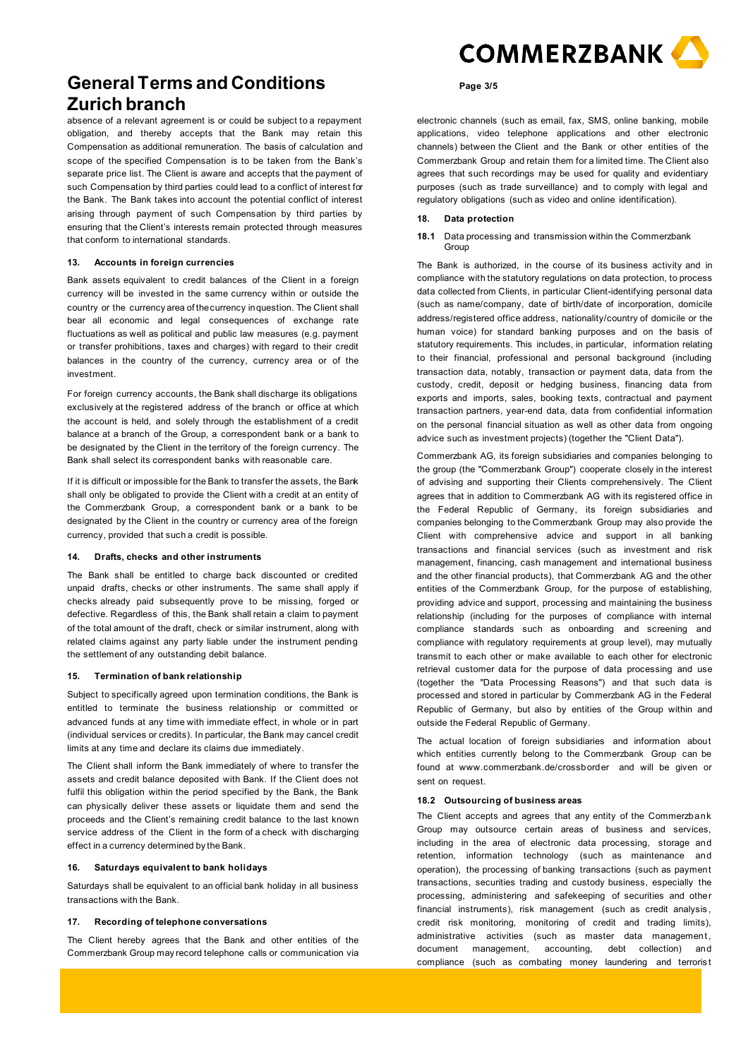absence of a relevant agreement is or could be subject to a repayment obligation, and thereby accepts that the Bank may retain this Compensation as additional remuneration. The basis of calculation and scope of the specified Compensation is to be taken from the Bank's separate price list. The Client is aware and accepts that the payment of such Compensation by third parties could lead to a conflict of interest for the Bank. The Bank takes into account the potential conflict of interest arising through payment of such Compensation by third parties by ensuring that the Client's interests remain protected through measures that conform to international standards.

### 13. Accounts in foreign currencies

Bank assets equivalent to credit balances of the Client in a foreign currency will be invested in the same currency within or outside the country or the currency area of the currency in question. The Client shall bear all economic and legal consequences of exchange rate fluctuations as well as political and public law measures (e.g. payment or transfer prohibitions, taxes and charges) with regard to their credit balances in the country of the currency, currency area or of the investment.

For foreign currency accounts, the Bank shall discharge its obligations exclusively at the registered address of the branch or office at which the account is held, and solely through the establishment of a credit balance at a branch of the Group, a correspondent bank or a bank to be designated by the Client in the territory of the foreign currency. The Bank shall select its correspondent banks with reasonable care.

If it is difficult or impossible for the Bank to transfer the assets, the Bank shall only be obligated to provide the Client with a credit at an entity of the Commerzbank Group, a correspondent bank or a bank to be designated by the Client in the country or currency area of the foreign currency, provided that such a credit is possible.

### 14. Drafts, checks and other instruments

The Bank shall be entitled to charge back discounted or credited unpaid drafts, checks or other instruments. The same shall apply if checks already paid subsequently prove to be missing, forged or defective. Regardless of this, the Bank shall retain a claim to payment of the total amount of the draft, check or similar instrument, along with related claims against any party liable under the instrument pending the settlement of any outstanding debit balance.

### 15. Termination of bank relationship

Subject to specifically agreed upon termination conditions, the Bank is entitled to terminate the business relationship or committed or advanced funds at any time with immediate effect, in whole or in part (individual services or credits). In particular, the Bank may cancel credit limits at any time and declare its claims due immediately.

The Client shall inform the Bank immediately of where to transfer the assets and credit balance deposited with Bank. If the Client does not fulfil this obligation within the period specified by the Bank, the Bank can physically deliver these assets or liquidate them and send the proceeds and the Client's remaining credit balance to the last known service address of the Client in the form of a check with discharging effect in a currency determined by the Bank.

### 16. Saturdays equivalent to bank holidays

Saturdays shall be equivalent to an official bank holiday in all business transactions with the Bank.

### 17. Recording of telephone conversations

The Client hereby agrees that the Bank and other entities of the Commerzbank Group may record telephone calls or communication via electronic channels (such as email, fax, SMS, online banking, mobile applications, video telephone applications and other electronic channels) between the Client and the Bank or other entities of the Commerzbank Group and retain them for a limited time. The Client also agrees that such recordings may be used for quality and evidentiary purposes (such as trade surveillance) and to comply with legal and regulatory obligations (such as video and online identification).

### 18. Data protection

#### 18.1 Data processing and transmission within the Commerzbank Group

The Bank is authorized, in the course of its business activity and in compliance with the statutory regulations on data protection, to process data collected from Clients, in particular Client-identifying personal data (such as name/company, date of birth/date of incorporation, domicile address/registered office address, nationality/country of domicile or the human voice) for standard banking purposes and on the basis of statutory requirements. This includes, in particular, information relating to their financial, professional and personal background (including transaction data, notably, transaction or payment data, data from the custody, credit, deposit or hedging business, financing data from exports and imports, sales, booking texts, contractual and payment transaction partners, year-end data, data from confidential information on the personal financial situation as well as other data from ongoing advice such as investment projects) (together the "Client Data").

Commerzbank AG, its foreign subsidiaries and companies belonging to the group (the "Commerzbank Group") cooperate closely in the interest of advising and supporting their Clients comprehensively. The Client agrees that in addition to Commerzbank AG with its registered office in the Federal Republic of Germany, its foreign subsidiaries and companies belonging to the Commerzbank Group may also provide the Client with comprehensive advice and support in all banking transactions and financial services (such as investment and risk management, financing, cash management and international business and the other financial products), that Commerzbank AG and the other entities of the Commerzbank Group, for the purpose of establishing, providing advice and support, processing and maintaining the business relationship (including for the purposes of compliance with internal compliance standards such as onboarding and screening and compliance with regulatory requirements at group level), may mutually transmit to each other or make available to each other for electronic retrieval customer data for the purpose of data processing and use (together the "Data Processing Reasons") and that such data is processed and stored in particular by Commerzbank AG in the Federal Republic of Germany, but also by entities of the Group within and outside the Federal Republic of Germany.

The actual location of foreign subsidiaries and information about which entities currently belong to the Commerzbank Group can be found at www.commerzbank.de/crossborder and will be given or sent on request.

#### 18.2 Outsourcing of business areas

The Client accepts and agrees that any entity of the Commerzbank Group may outsource certain areas of business and services, including in the area of electronic data processing, storage and retention, information technology (such as maintenance and operation), the processing of banking transactions (such as payment transactions, securities trading and custody business, especially the processing, administering and safekeeping of securities and other financial instruments), risk management (such as credit analysis, credit risk monitoring, monitoring of credit and trading limits), administrative activities (such as master data management, document management, accounting, debt collection) and compliance (such as combating money laundering and terrorist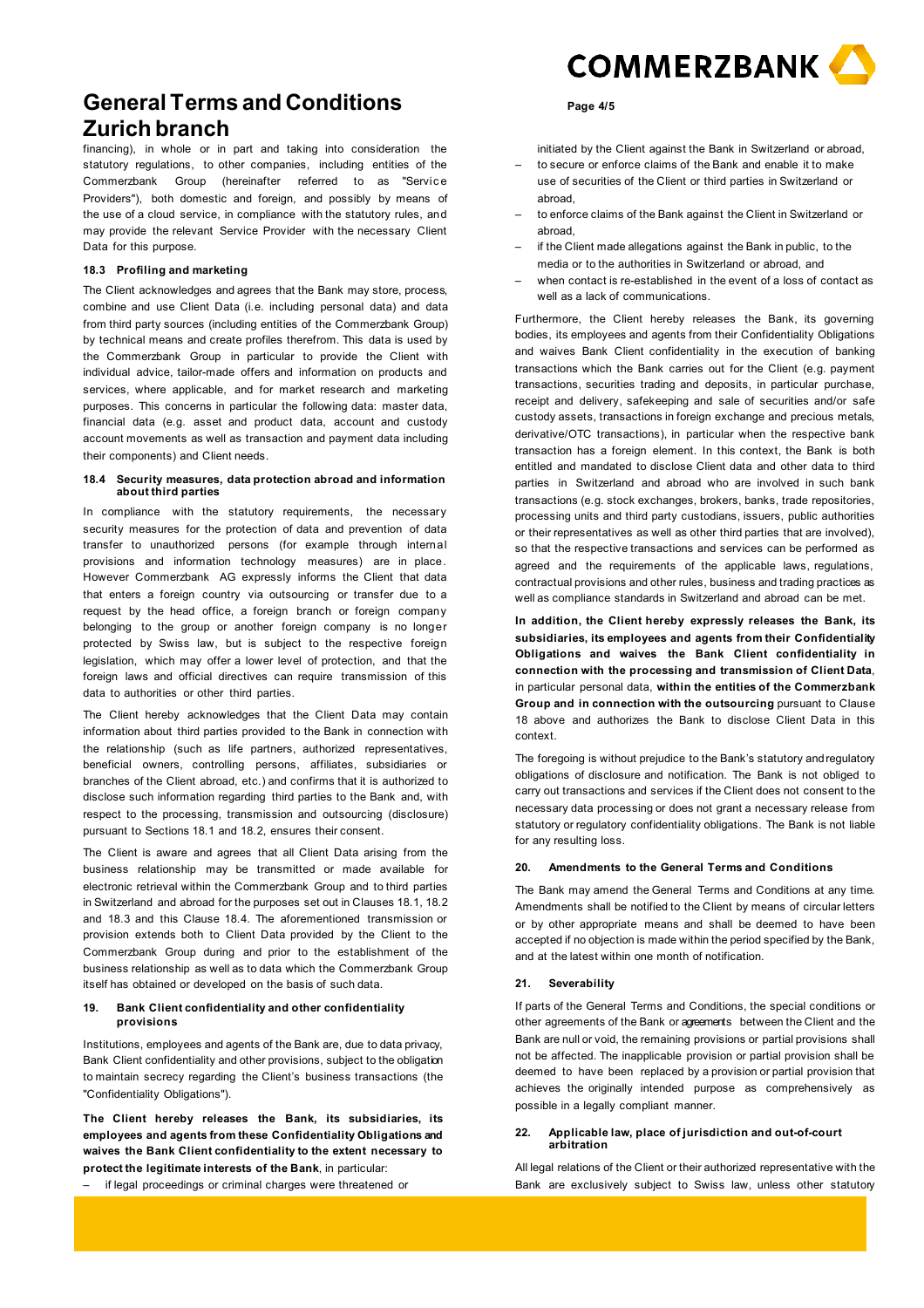financing), in whole or in part and taking into consideration the statutory regulations, to other companies, including entities of the Commerzbank Group (hereinafter referred to as "Service Providers"), both domestic and foreign, and possibly by means of the use of a cloud service, in compliance with the statutory rules, and may provide the relevant Service Provider with the necessary Client Data for this purpose.

### 18.3 Profiling and marketing

The Client acknowledges and agrees that the Bank may store, process, combine and use Client Data (i.e. including personal data) and data from third party sources (including entities of the Commerzbank Group) by technical means and create profiles therefrom. This data is used by the Commerzbank Group in particular to provide the Client with individual advice, tailor-made offers and information on products and services, where applicable, and for market research and marketing purposes. This concerns in particular the following data: master data, financial data (e.g. asset and product data, account and custody account movements as well as transaction and payment data including their components) and Client needs.

### 18.4 Security measures, data protection abroad and information about third parties

In compliance with the statutory requirements, the necessary security measures for the protection of data and prevention of data transfer to unauthorized persons (for example through internal provisions and information technology measures) are in place. However Commerzbank AG expressly informs the Client that data that enters a foreign country via outsourcing or transfer due to a request by the head office, a foreign branch or foreign company belonging to the group or another foreign company is no longer protected by Swiss law, but is subject to the respective foreign legislation, which may offer a lower level of protection, and that the foreign laws and official directives can require transmission of this data to authorities or other third parties.

The Client hereby acknowledges that the Client Data may contain information about third parties provided to the Bank in connection with the relationship (such as life partners, authorized representatives, beneficial owners, controlling persons, affiliates, subsidiaries or branches of the Client abroad, etc.) and confirms that it is authorized to disclose such information regarding third parties to the Bank and, with respect to the processing, transmission and outsourcing (disclosure) pursuant to Sections 18.1 and 18.2, ensures their consent.

The Client is aware and agrees that all Client Data arising from the business relationship may be transmitted or made available for electronic retrieval within the Commerzbank Group and to third parties in Switzerland and abroad for the purposes set out in Clauses 18.1, 18.2 and 18.3 and this Clause 18.4. The aforementioned transmission or provision extends both to Client Data provided by the Client to the Commerzbank Group during and prior to the establishment of the business relationship as well as to data which the Commerzbank Group itself has obtained or developed on the basis of such data.

## 19. Bank Client confidentiality and other confidentiality provisions

Institutions, employees and agents of the Bank are, due to data privacy, Bank Client confidentiality and other provisions, subject to the obligation to maintain secrecy regarding the Client's business transactions (the "Confidentiality Obligations").

**The Client hereby releases the Bank, its subsidiaries, its employees and agents from these Confidentiality Obligations and waives the Bank Client confidentiality to the extent necessary to protect the legitimate interests of the Bank**, in particular:

- if legal proceedings or criminal charges were threatened or initiated by the Client against the Bank in Switzerland or abroad,
- to secure or enforce claims of the Bank and enable it to make use of securities of the Client or third parties in Switzerland or abroad,
- to enforce claims of the Bank against the Client in Switzerland or abroad,
- if the Client made allegations against the Bank in public, to the media or to the authorities in Switzerland or abroad, and
- when contact is re-established in the event of a loss of contact as well as a lack of communications.

Furthermore, the Client hereby releases the Bank, its governing bodies, its employees and agents from their Confidentiality Obligations and waives Bank Client confidentiality in the execution of banking transactions which the Bank carries out for the Client (e.g. payment transactions, securities trading and deposits, in particular purchase, receipt and delivery, safekeeping and sale of securities and/or safe custody assets, transactions in foreign exchange and precious metals, derivative/OTC transactions), in particular when the respective bank transaction has a foreign element. In this context, the Bank is both entitled and mandated to disclose Client data and other data to third parties in Switzerland and abroad who are involved in such bank transactions (e.g. stock exchanges, brokers, banks, trade repositories, processing units and third party custodians, issuers, public authorities or their representatives as well as other third parties that are involved), so that the respective transactions and services can be performed as agreed and the requirements of the applicable laws, regulations, contractual provisions and other rules, business and trading practices as well as compliance standards in Switzerland and abroad can be met.

**In addition, the Client hereby expressly releases the Bank, its subsidiaries, its employees and agents from their Confidentiality Obligations and waives the Bank Client confidentiality in connection with the processing and transmission of Client Data**, in particular personal data, **within the entities of the Commerzbank Group and in connection with the outsourcing** pursuant to Clause 18 above and authorizes the Bank to disclose Client Data in this context.

The foregoing is without prejudice to the Bank's statutory and regulatory obligations of disclosure and notification. The Bank is not obliged to carry out transactions and services if the Client does not consent to the necessary data processing or does not grant a necessary release from statutory or regulatory confidentiality obligations. The Bank is not liable for any resulting loss.

## 20. Amendments to the General Terms and Conditions

The Bank may amend the General Terms and Conditions at any time. Amendments shall be notified to the Client by means of circular letters or by other appropriate means and shall be deemed to have been accepted if no objection is made within the period specified by the Bank, and at the latest within one month of notification.

## 21. Severability

If parts of the General Terms and Conditions, the special conditions or other agreements of the Bank or agreements between the Client and the Bank are null or void, the remaining provisions or partial provisions shall not be affected. The inapplicable provision or partial provision shall be deemed to have been replaced by a provision or partial provision that achieves the originally intended purpose as comprehensively as possible in a legally compliant manner.

## 22. Applicable law, place of jurisdiction and out-of-court arbitration

All legal relations of the Client or their authorized representative with the Bank are exclusively subject to Swiss law, unless other statutory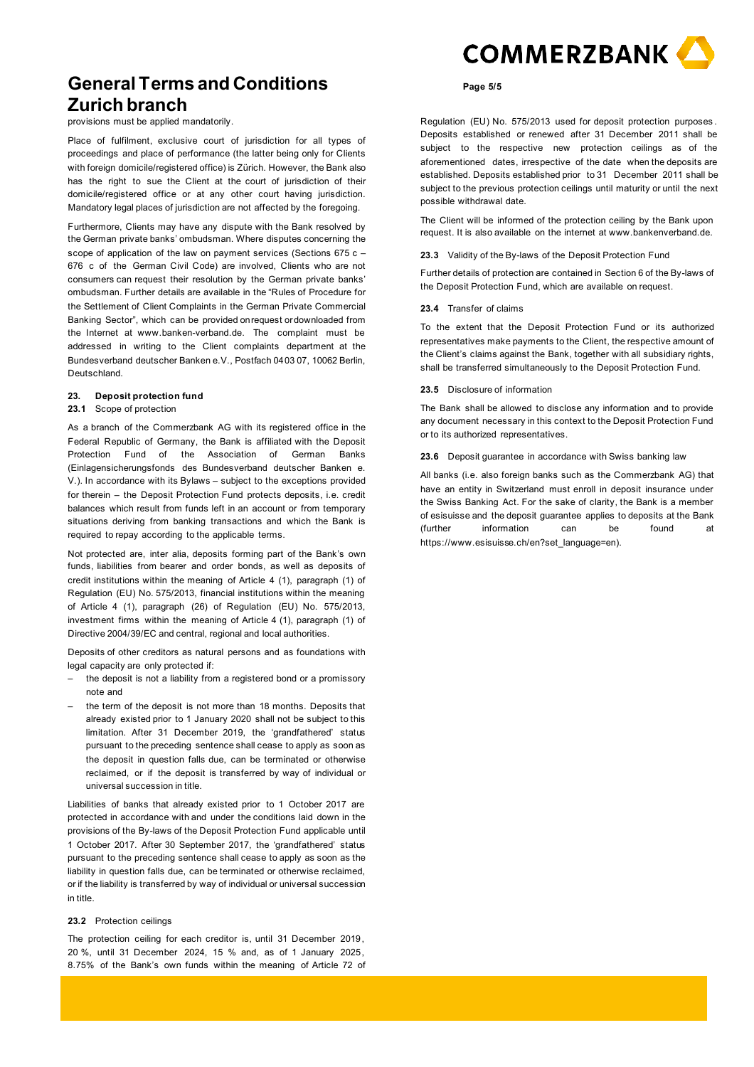provisions must be applied mandatorily.

Place of fulfilment, exclusive court of jurisdiction for all types of proceedings and place of performance (the latter being only for Clients with foreign domicile/registered office) is Zürich. However, the Bank also has the right to sue the Client at the court of jurisdiction of their domicile/registered office or at any other court having jurisdiction. Mandatory legal places of jurisdiction are not affected by the foregoing.

Furthermore, Clients may have any dispute with the Bank resolved by the German private banks' ombudsman. Where disputes concerning the scope of application of the law on payment services (Sections 675 c – 676 c of the German Civil Code) are involved, Clients who are not consumers can request their resolution by the German private banks' ombudsman. Further details are available in the "Rules of Procedure for the Settlement of Client Complaints in the German Private Commercial Banking Sector", which can be provided on request or downloaded from the Internet at www.banken-verband.de. The complaint must be addressed in writing to the Client complaints department at the Bundesverband deutscher Banken e.V., Postfach 04 03 07, 10062 Berlin, Deutschland.

## 23. Deposit protection fund

### 23.1 Scope of protection

As a branch of the Commerzbank AG with its registered office in the Federal Republic of Germany, the Bank is affiliated with the Deposit Protection Fund of the Association of German Banks (Einlagensicherungsfonds des Bundesverband deutscher Banken e. V.). In accordance with its Bylaws – subject to the exceptions provided for therein – the Deposit Protection Fund protects deposits, i.e. credit balances which result from funds left in an account or from temporary situations deriving from banking transactions and which the Bank is required to repay according to the applicable terms.

Not protected are, inter alia, deposits forming part of the Bank's own funds, liabilities from bearer and order bonds, as well as deposits of credit institutions within the meaning of Article 4 (1), paragraph (1) of Regulation (EU) No. 575/2013, financial institutions within the meaning of Article 4 (1), paragraph (26) of Regulation (EU) No. 575/2013, investment firms within the meaning of Article 4 (1), paragraph (1) of Directive 2004/39/EC and central, regional and local authorities.

Deposits of other creditors as natural persons and as foundations with legal capacity are only protected if:

- the deposit is not a liability from a registered bond or a promissory note and
- the term of the deposit is not more than 18 months. Deposits that already existed prior to 1 January 2020 shall not be subject to this limitation. After 31 December 2019, the 'grandfathered' status pursuant to the preceding sentence shall cease to apply as soon as the deposit in question falls due, can be terminated or otherwise reclaimed, or if the deposit is transferred by way of individual or universal succession in title.

Liabilities of banks that already existed prior to 1 October 2017 are protected in accordance with and under the conditions laid down in the provisions of the By-laws of the Deposit Protection Fund applicable until 1 October 2017. After 30 September 2017, the 'grandfathered' status pursuant to the preceding sentence shall cease to apply as soon as the liability in question falls due, can be terminated or otherwise reclaimed, or if the liability is transferred by way of individual or universal succession in title.

### 23.2 Protection ceilings

The protection ceiling for each creditor is, until 31 December 2019, 20 %, until 31 December 2024, 15 % and, as of 1 January 2025, 8.75% of the Bank's own funds within the meaning of Article 72 of Regulation (EU) No. 575/2013 used for deposit protection purposes. Deposits established or renewed after 31 December 2011 shall be subject to the respective new protection ceilings as of the aforementioned dates, irrespective of the date when the deposits are established. Deposits established prior to 31 December 2011 shall be subject to the previous protection ceilings until maturity or until the next possible withdrawal date.

The Client will be informed of the protection ceiling by the Bank upon request. It is also available on the internet at www.bankenverband.de.

### 23.3 Validity of the By-laws of the Deposit Protection Fund

Further details of protection are contained in Section 6 of the By-laws of the Deposit Protection Fund, which are available on request.

### 23.4 Transfer of claims

To the extent that the Deposit Protection Fund or its authorized representatives make payments to the Client, the respective amount of the Client's claims against the Bank, together with all subsidiary rights, shall be transferred simultaneously to the Deposit Protection Fund.

### 23.5 Disclosure of information

The Bank shall be allowed to disclose any information and to provide any document necessary in this context to the Deposit Protection Fund or to its authorized representatives.

### 23.6 Deposit guarantee in accordance with Swiss banking law

All banks (i.e. also foreign banks such as the Commerzbank AG) that have an entity in Switzerland must enroll in deposit insurance under the Swiss Banking Act. For the sake of clarity, the Bank is a member of esisuisse and the deposit guarantee applies to deposits at the Bank (further information can be found at https://www.esisuisse.ch/en?set_language=en).